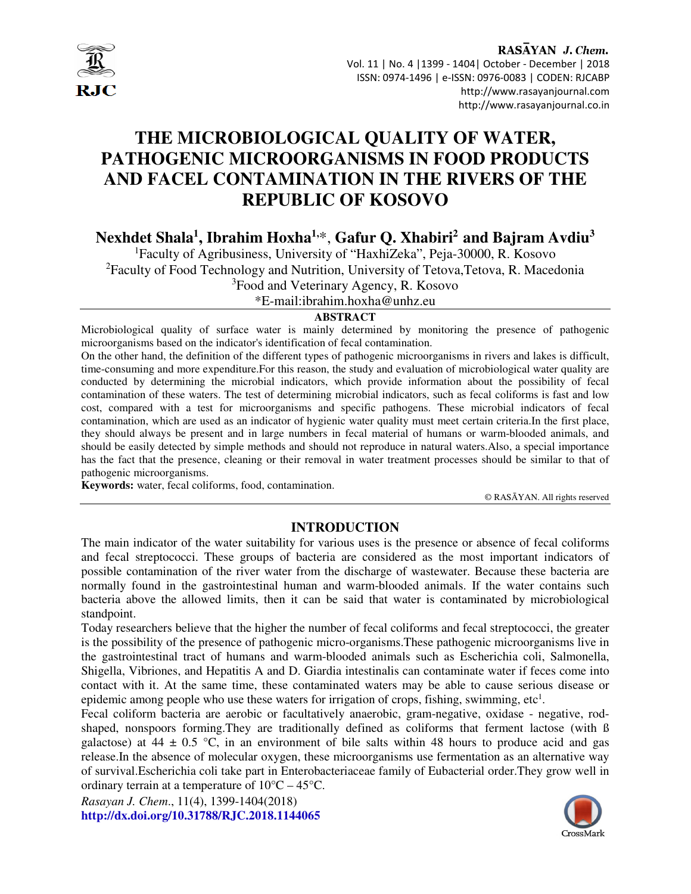# THE MICROBIOLOGICAL QUALITY OF WATER, PATHOGENIC MICROORGANISMS IN FOOD PRODUCTS AND FACEL CONTAMINATION IN THE RIVERS OF THE REPUBLIC OF KOSOVO

**Nexhdet Shala[1], Ibrahim Hoxha[1,*], Gafur Q. Xhabiri[2] and Bajram Avdiu[3]**

[1]Faculty of Agribusiness, University of "HaxhiZeka", Peja-30000, R. Kosovo

[2]Faculty of Food Technology and Nutrition, University of Tetova,Tetova, R. Macedonia

[3]Food and Veterinary Agency, R. Kosovo

*E-mail:ibrahim.hoxha@unhz.eu

## ABSTRACT

Microbiological quality of surface water is mainly determined by monitoring the presence of pathogenic microorganisms based on the indicator's identification of fecal contamination.

On the other hand, the definition of the different types of pathogenic microorganisms in rivers and lakes is difficult, time-consuming and more expenditure.For this reason, the study and evaluation of microbiological water quality are conducted by determining the microbial indicators, which provide information about the possibility of fecal contamination of these waters. The test of determining microbial indicators, such as fecal coliforms is fast and low cost, compared with a test for microorganisms and specific pathogens. These microbial indicators of fecal contamination, which are used as an indicator of hygienic water quality must meet certain criteria.In the first place, they should always be present and in large numbers in fecal material of humans or warm-blooded animals, and should be easily detected by simple methods and should not reproduce in natural waters.Also, a special importance has the fact that the presence, cleaning or their removal in water treatment processes should be similar to that of pathogenic microorganisms.

**Keywords:** water, fecal coliforms, food, contamination.

© RASĀYAN. All rights reserved

## INTRODUCTION

The main indicator of the water suitability for various uses is the presence or absence of fecal coliforms and fecal streptococci. These groups of bacteria are considered as the most important indicators of possible contamination of the river water from the discharge of wastewater. Because these bacteria are normally found in the gastrointestinal human and warm-blooded animals. If the water contains such bacteria above the allowed limits, then it can be said that water is contaminated by microbiological standpoint.

Today researchers believe that the higher the number of fecal coliforms and fecal streptococci, the greater is the possibility of the presence of pathogenic micro-organisms.These pathogenic microorganisms live in the gastrointestinal tract of humans and warm-blooded animals such as Escherichia coli, Salmonella, Shigella, Vibriones, and Hepatitis A and D. Giardia intestinalis can contaminate water if feces come into contact with it. At the same time, these contaminated waters may be able to cause serious disease or epidemic among people who use these waters for irrigation of crops, fishing, swimming, etc[1].

Fecal coliform bacteria are aerobic or facultatively anaerobic, gram-negative, oxidase - negative, rod-shaped, nonspoors forming.They are traditionally defined as coliforms that ferment lactose (with ß galactose) at 44 ± 0.5 °C, in an environment of bile salts within 48 hours to produce acid and gas release.In the absence of molecular oxygen, these microorganisms use fermentation as an alternative way of survival.Escherichia coli take part in Enterobacteriaceae family of Eubacterial order.They grow well in ordinary terrain at a temperature of 10°C – 45°C.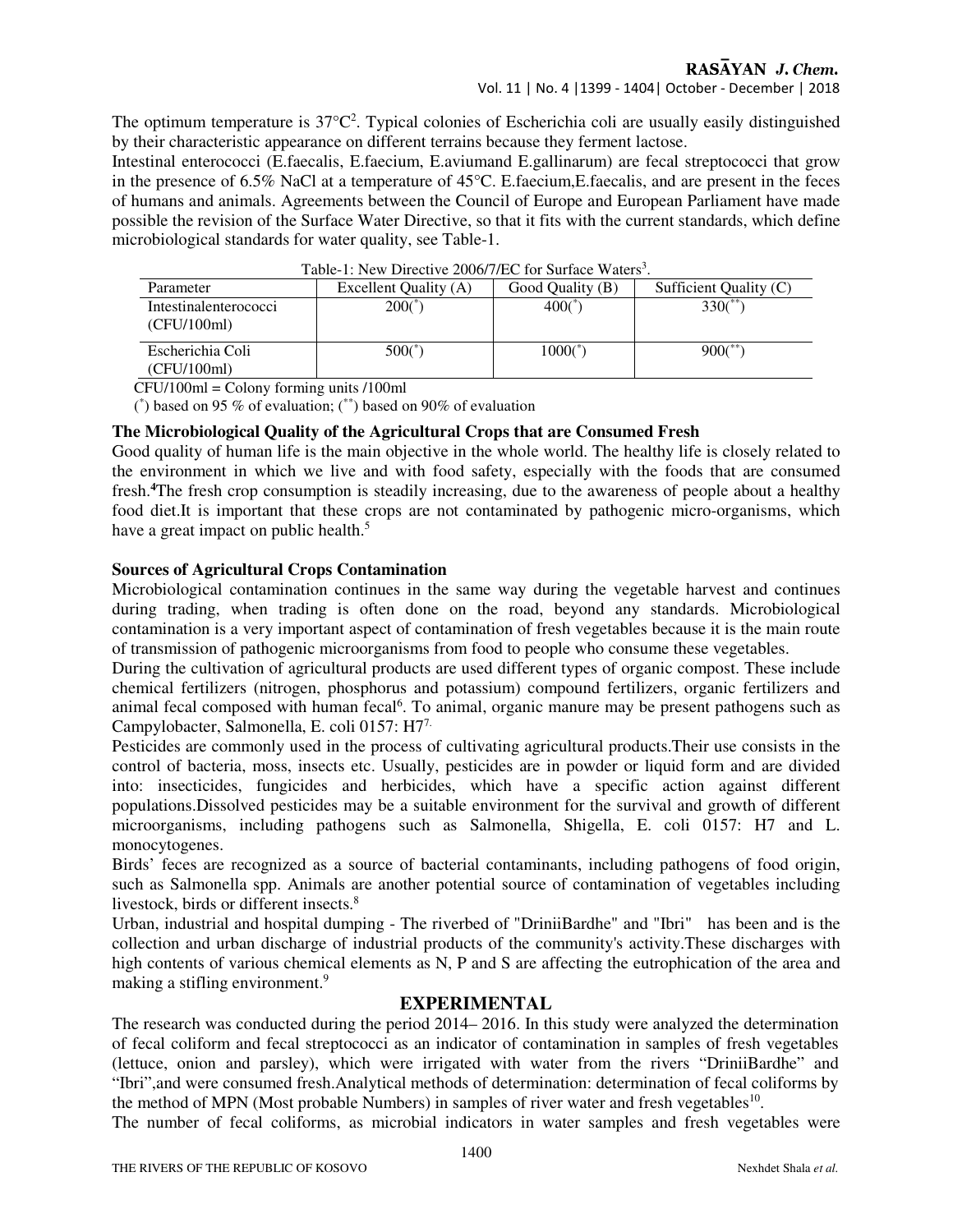The optimum temperature is 37°C[2]. Typical colonies of Escherichia coli are usually easily distinguished by their characteristic appearance on different terrains because they ferment lactose.

Intestinal enterococci (E.faecalis, E.faecium, E.aviumand E.gallinarum) are fecal streptococci that grow in the presence of 6.5% NaCl at a temperature of 45°C. E.faecium,E.faecalis, and are present in the feces of humans and animals. Agreements between the Council of Europe and European Parliament have made possible the revision of the Surface Water Directive, so that it fits with the current standards, which define microbiological standards for water quality, see Table-1.

Table-1: New Directive 2006/7/EC for Surface Waters[3].

| Parameter | Excellent Quality (A) | Good Quality (B) | Sufficient Quality (C) |
|---|---|---|---|
| Intestinalenterococci (CFU/100ml) | 200(*) | 400(*) | 330(**) |
| Escherichia Coli (CFU/100ml) | 500(*) | 1000(*) | 900(**) |

CFU/100ml = Colony forming units /100ml

(*) based on 95 % of evaluation; (**) based on 90% of evaluation

### The Microbiological Quality of the Agricultural Crops that are Consumed Fresh

Good quality of human life is the main objective in the whole world. The healthy life is closely related to the environment in which we live and with food safety, especially with the foods that are consumed fresh.[4]The fresh crop consumption is steadily increasing, due to the awareness of people about a healthy food diet.It is important that these crops are not contaminated by pathogenic micro-organisms, which have a great impact on public health.[5]

### Sources of Agricultural Crops Contamination

Microbiological contamination continues in the same way during the vegetable harvest and continues during trading, when trading is often done on the road, beyond any standards. Microbiological contamination is a very important aspect of contamination of fresh vegetables because it is the main route of transmission of pathogenic microorganisms from food to people who consume these vegetables.

During the cultivation of agricultural products are used different types of organic compost. These include chemical fertilizers (nitrogen, phosphorus and potassium) compound fertilizers, organic fertilizers and animal fecal composed with human fecal[6]. To animal, organic manure may be present pathogens such as Campylobacter, Salmonella, E. coli 0157: H7[7].

Pesticides are commonly used in the process of cultivating agricultural products.Their use consists in the control of bacteria, moss, insects etc. Usually, pesticides are in powder or liquid form and are divided into: insecticides, fungicides and herbicides, which have a specific action against different populations.Dissolved pesticides may be a suitable environment for the survival and growth of different microorganisms, including pathogens such as Salmonella, Shigella, E. coli 0157: H7 and L. monocytogenes.

Birds' feces are recognized as a source of bacterial contaminants, including pathogens of food origin, such as Salmonella spp. Animals are another potential source of contamination of vegetables including livestock, birds or different insects.[8]

Urban, industrial and hospital dumping - The riverbed of "DriniiBardhe" and "Ibri" has been and is the collection and urban discharge of industrial products of the community's activity.These discharges with high contents of various chemical elements as N, P and S are affecting the eutrophication of the area and making a stifling environment.[9]

## EXPERIMENTAL

The research was conducted during the period 2014– 2016. In this study were analyzed the determination of fecal coliform and fecal streptococci as an indicator of contamination in samples of fresh vegetables (lettuce, onion and parsley), which were irrigated with water from the rivers "DriniiBardhe" and "Ibri",and were consumed fresh.Analytical methods of determination: determination of fecal coliforms by the method of MPN (Most probable Numbers) in samples of river water and fresh vegetables[10].

The number of fecal coliforms, as microbial indicators in water samples and fresh vegetables were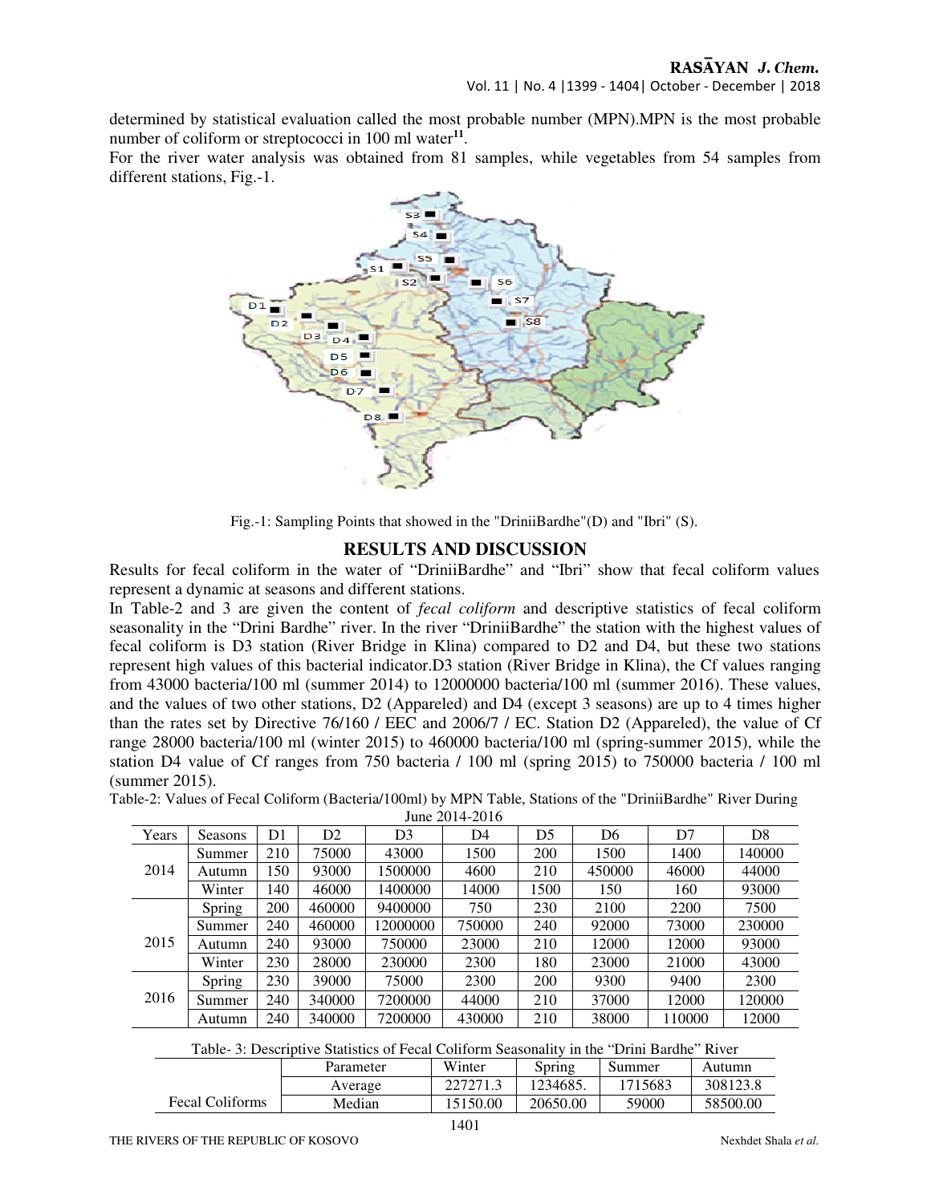determined by statistical evaluation called the most probable number (MPN).MPN is the most probable number of coliform or streptococci in 100 ml water[11].

For the river water analysis was obtained from 81 samples, while vegetables from 54 samples from different stations, Fig.-1.

Fig.-1: Sampling Points that showed in the "DriniiBardhe"(D) and "Ibri" (S).

## RESULTS AND DISCUSSION

Results for fecal coliform in the water of "DriniiBardhe" and "Ibri" show that fecal coliform values represent a dynamic at seasons and different stations.

In Table-2 and 3 are given the content of *fecal coliform* and descriptive statistics of fecal coliform seasonality in the "Drini Bardhe" river. In the river "DriniiBardhe" the station with the highest values of fecal coliform is D3 station (River Bridge in Klina) compared to D2 and D4, but these two stations represent high values of this bacterial indicator.D3 station (River Bridge in Klina), the Cf values ranging from 43000 bacteria/100 ml (summer 2014) to 12000000 bacteria/100 ml (summer 2016). These values, and the values of two other stations, D2 (Appareled) and D4 (except 3 seasons) are up to 4 times higher than the rates set by Directive 76/160 / EEC and 2006/7 / EC. Station D2 (Appareled), the value of Cf range 28000 bacteria/100 ml (winter 2015) to 460000 bacteria/100 ml (spring-summer 2015), while the station D4 value of Cf ranges from 750 bacteria / 100 ml (spring 2015) to 750000 bacteria / 100 ml (summer 2015).

Table-2: Values of Fecal Coliform (Bacteria/100ml) by MPN Table, Stations of the "DriniiBardhe" River During June 2014-2016

| Years | Seasons | D1 | D2 | D3 | D4 | D5 | D6 | D7 | D8 |
|---|---|---|---|---|---|---|---|---|---|
| 2014 | Summer | 210 | 75000 | 43000 | 1500 | 200 | 1500 | 1400 | 140000 |
| | Autumn | 150 | 93000 | 1500000 | 4600 | 210 | 450000 | 46000 | 44000 |
| | Winter | 140 | 46000 | 1400000 | 14000 | 1500 | 150 | 160 | 93000 |
| 2015 | Spring | 200 | 460000 | 9400000 | 750 | 230 | 2100 | 2200 | 7500 |
| | Summer | 240 | 460000 | 12000000 | 750000 | 240 | 92000 | 73000 | 230000 |
| | Autumn | 240 | 93000 | 750000 | 23000 | 210 | 12000 | 12000 | 93000 |
| | Winter | 230 | 28000 | 230000 | 2300 | 180 | 23000 | 21000 | 43000 |
| 2016 | Spring | 230 | 39000 | 75000 | 2300 | 200 | 9300 | 9400 | 2300 |
| | Summer | 240 | 340000 | 7200000 | 44000 | 210 | 37000 | 12000 | 120000 |
| | Autumn | 240 | 340000 | 7200000 | 430000 | 210 | 38000 | 110000 | 12000 |

Table- 3: Descriptive Statistics of Fecal Coliform Seasonality in the "Drini Bardhe" River

| | Parameter | Winter | Spring | Summer | Autumn |
|---|---|---|---|---|---|
| Fecal Coliforms | Average | 227271.3 | 1234685. | 1715683 | 308123.8 |
| | Median | 15150.00 | 20650.00 | 59000 | 58500.00 |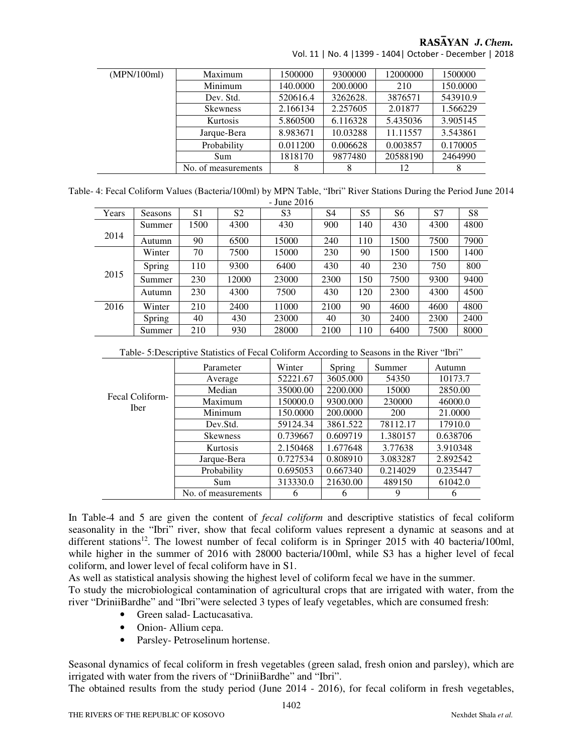| (MPN/100ml) | Maximum | 1500000 | 9300000 | 12000000 | 1500000 |
|---|---|---|---|---|---|
| | Minimum | 140.0000 | 200.0000 | 210 | 150.0000 |
| | Dev. Std. | 520616.4 | 3262628. | 3876571 | 543910.9 |
| | Skewness | 2.166134 | 2.257605 | 2.01877 | 1.566229 |
| | Kurtosis | 5.860500 | 6.116328 | 5.435036 | 3.905145 |
| | Jarque-Bera | 8.983671 | 10.03288 | 11.11557 | 3.543861 |
| | Probability | 0.011200 | 0.006628 | 0.003857 | 0.170005 |
| | Sum | 1818170 | 9877480 | 20588190 | 2464990 |
| | No. of measurements | 8 | 8 | 12 | 8 |

Table- 4: Fecal Coliform Values (Bacteria/100ml) by MPN Table, "Ibri" River Stations During the Period June 2014 - June 2016

| Years | Seasons | S1 | S2 | S3 | S4 | S5 | S6 | S7 | S8 |
|---|---|---|---|---|---|---|---|---|---|
| 2014 | Summer | 1500 | 4300 | 430 | 900 | 140 | 430 | 4300 | 4800 |
| | Autumn | 90 | 6500 | 15000 | 240 | 110 | 1500 | 7500 | 7900 |
| 2015 | Winter | 70 | 7500 | 15000 | 230 | 90 | 1500 | 1500 | 1400 |
| | Spring | 110 | 9300 | 6400 | 430 | 40 | 230 | 750 | 800 |
| | Summer | 230 | 12000 | 23000 | 2300 | 150 | 7500 | 9300 | 9400 |
| | Autumn | 230 | 4300 | 7500 | 430 | 120 | 2300 | 4300 | 4500 |
| 2016 | Winter | 210 | 2400 | 11000 | 2100 | 90 | 4600 | 4600 | 4800 |
| | Spring | 40 | 430 | 23000 | 40 | 30 | 2400 | 2300 | 2400 |
| | Summer | 210 | 930 | 28000 | 2100 | 110 | 6400 | 7500 | 8000 |

Table- 5:Descriptive Statistics of Fecal Coliform According to Seasons in the River "Ibri"

| | Parameter | Winter | Spring | Summer | Autumn |
|---|---|---|---|---|---|
| Fecal Coliform-Iber | Average | 52221.67 | 3605.000 | 54350 | 10173.7 |
| | Median | 35000.00 | 2200.000 | 15000 | 2850.00 |
| | Maximum | 150000.0 | 9300.000 | 230000 | 46000.0 |
| | Minimum | 150.0000 | 200.0000 | 200 | 21.0000 |
| | Dev.Std. | 59124.34 | 3861.522 | 78112.17 | 17910.0 |
| | Skewness | 0.739667 | 0.609719 | 1.380157 | 0.638706 |
| | Kurtosis | 2.150468 | 1.677648 | 3.77638 | 3.910348 |
| | Jarque-Bera | 0.727534 | 0.808910 | 3.083287 | 2.892542 |
| | Probability | 0.695053 | 0.667340 | 0.214029 | 0.235447 |
| | Sum | 313330.0 | 21630.00 | 489150 | 61042.0 |
| | No. of measurements | 6 | 6 | 9 | 6 |

In Table-4 and 5 are given the content of *fecal coliform* and descriptive statistics of fecal coliform seasonality in the "Ibri" river, show that fecal coliform values represent a dynamic at seasons and at different stations[12]. The lowest number of fecal coliform is in Springer 2015 with 40 bacteria/100ml, while higher in the summer of 2016 with 28000 bacteria/100ml, while S3 has a higher level of fecal coliform, and lower level of fecal coliform have in S1.

As well as statistical analysis showing the highest level of coliform fecal we have in the summer.

To study the microbiological contamination of agricultural crops that are irrigated with water, from the river "DriniiBardhe" and "Ibri"were selected 3 types of leafy vegetables, which are consumed fresh:

- Green salad- Lactucasativa.
- Onion- Allium cepa.
- Parsley- Petroselinum hortense.

Seasonal dynamics of fecal coliform in fresh vegetables (green salad, fresh onion and parsley), which are irrigated with water from the rivers of "DriniiBardhe" and "Ibri".

The obtained results from the study period (June 2014 - 2016), for fecal coliform in fresh vegetables,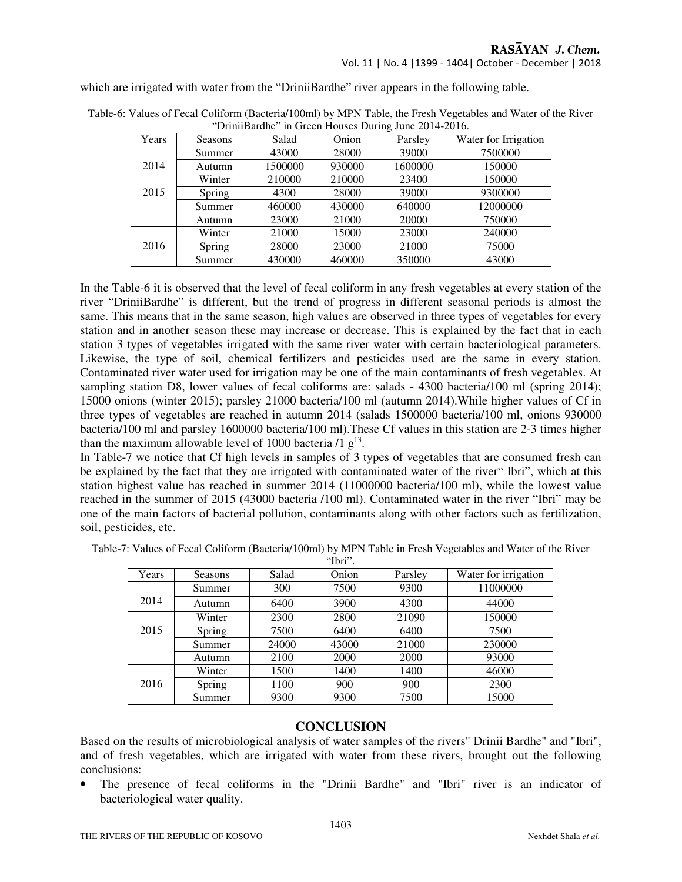which are irrigated with water from the "DriniiBardhe" river appears in the following table.

Table-6: Values of Fecal Coliform (Bacteria/100ml) by MPN Table, the Fresh Vegetables and Water of the River "DriniiBardhe" in Green Houses During June 2014-2016.

| Years | Seasons | Salad | Onion | Parsley | Water for Irrigation |
|---|---|---|---|---|---|
| 2014 | Summer | 43000 | 28000 | 39000 | 7500000 |
| | Autumn | 1500000 | 930000 | 1600000 | 150000 |
| 2015 | Winter | 210000 | 210000 | 23400 | 150000 |
| | Spring | 4300 | 28000 | 39000 | 9300000 |
| | Summer | 460000 | 430000 | 640000 | 12000000 |
| | Autumn | 23000 | 21000 | 20000 | 750000 |
| 2016 | Winter | 21000 | 15000 | 23000 | 240000 |
| | Spring | 28000 | 23000 | 21000 | 75000 |
| | Summer | 430000 | 460000 | 350000 | 43000 |

In the Table-6 it is observed that the level of fecal coliform in any fresh vegetables at every station of the river "DriniiBardhe" is different, but the trend of progress in different seasonal periods is almost the same. This means that in the same season, high values are observed in three types of vegetables for every station and in another season these may increase or decrease. This is explained by the fact that in each station 3 types of vegetables irrigated with the same river water with certain bacteriological parameters. Likewise, the type of soil, chemical fertilizers and pesticides used are the same in every station. Contaminated river water used for irrigation may be one of the main contaminants of fresh vegetables. At sampling station D8, lower values of fecal coliforms are: salads - 4300 bacteria/100 ml (spring 2014); 15000 onions (winter 2015); parsley 21000 bacteria/100 ml (autumn 2014).While higher values of Cf in three types of vegetables are reached in autumn 2014 (salads 1500000 bacteria/100 ml, onions 930000 bacteria/100 ml and parsley 1600000 bacteria/100 ml).These Cf values in this station are 2-3 times higher than the maximum allowable level of 1000 bacteria /1 g[13].

In Table-7 we notice that Cf high levels in samples of 3 types of vegetables that are consumed fresh can be explained by the fact that they are irrigated with contaminated water of the river" Ibri", which at this station highest value has reached in summer 2014 (11000000 bacteria/100 ml), while the lowest value reached in the summer of 2015 (43000 bacteria /100 ml). Contaminated water in the river "Ibri" may be one of the main factors of bacterial pollution, contaminants along with other factors such as fertilization, soil, pesticides, etc.

Table-7: Values of Fecal Coliform (Bacteria/100ml) by MPN Table in Fresh Vegetables and Water of the River "Ibri".

| Years | Seasons | Salad | Onion | Parsley | Water for irrigation |
|---|---|---|---|---|---|
| 2014 | Summer | 300 | 7500 | 9300 | 11000000 |
| | Autumn | 6400 | 3900 | 4300 | 44000 |
| 2015 | Winter | 2300 | 2800 | 21090 | 150000 |
| | Spring | 7500 | 6400 | 6400 | 7500 |
| | Summer | 24000 | 43000 | 21000 | 230000 |
| | Autumn | 2100 | 2000 | 2000 | 93000 |
| 2016 | Winter | 1500 | 1400 | 1400 | 46000 |
| | Spring | 1100 | 900 | 900 | 2300 |
| | Summer | 9300 | 9300 | 7500 | 15000 |

## CONCLUSION

Based on the results of microbiological analysis of water samples of the rivers" Drinii Bardhe" and "Ibri", and of fresh vegetables, which are irrigated with water from these rivers, brought out the following conclusions:

- The presence of fecal coliforms in the "Drinii Bardhe" and "Ibri" river is an indicator of bacteriological water quality.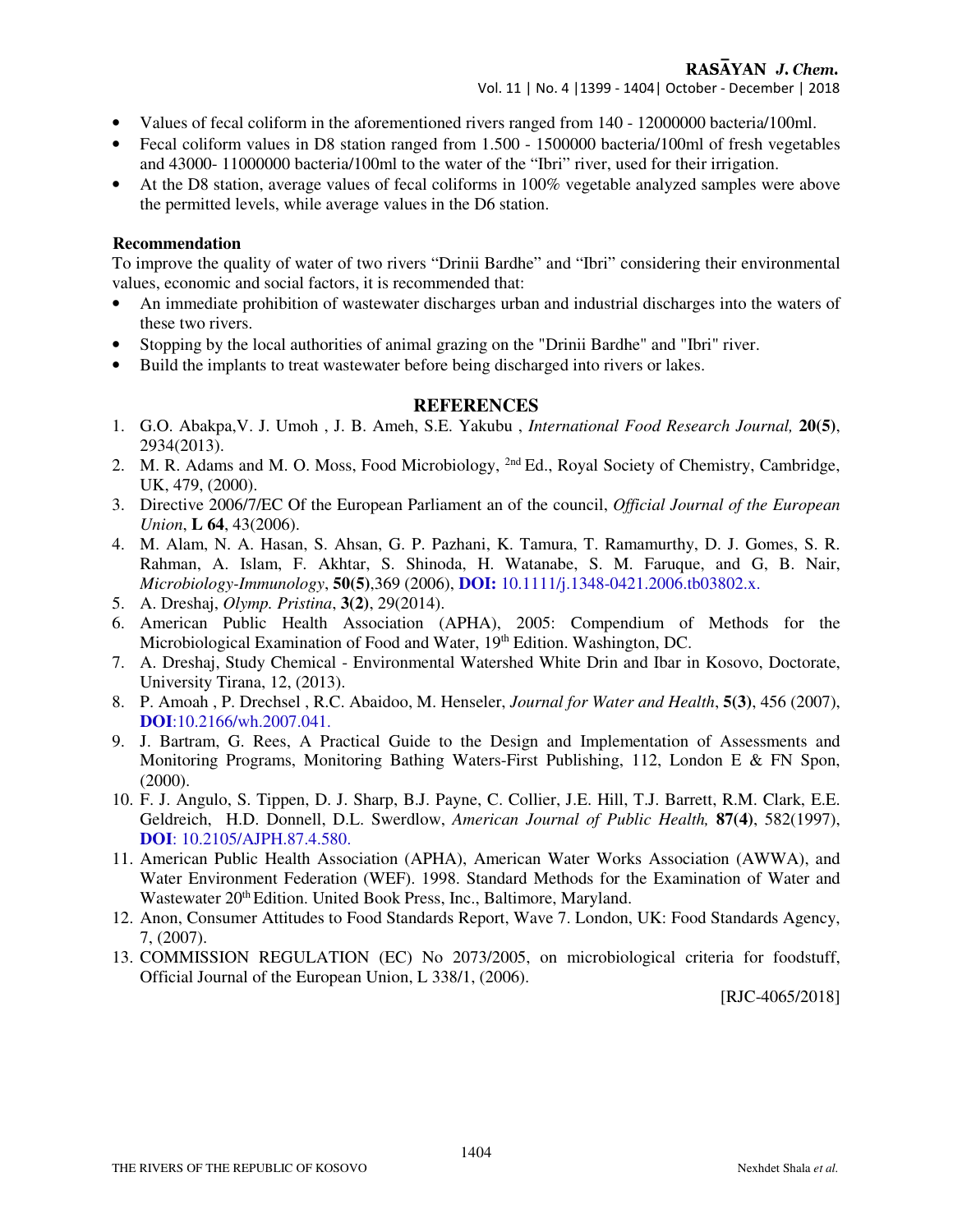- Values of fecal coliform in the aforementioned rivers ranged from 140 - 12000000 bacteria/100ml.
- Fecal coliform values in D8 station ranged from 1.500 - 1500000 bacteria/100ml of fresh vegetables and 43000- 11000000 bacteria/100ml to the water of the "Ibri" river, used for their irrigation.
- At the D8 station, average values of fecal coliforms in 100% vegetable analyzed samples were above the permitted levels, while average values in the D6 station.

**Recommendation**

To improve the quality of water of two rivers "Drinii Bardhe" and "Ibri" considering their environmental values, economic and social factors, it is recommended that:

- An immediate prohibition of wastewater discharges urban and industrial discharges into the waters of these two rivers.
- Stopping by the local authorities of animal grazing on the "Drinii Bardhe" and "Ibri" river.
- Build the implants to treat wastewater before being discharged into rivers or lakes.

## REFERENCES

1. G.O. Abakpa,V. J. Umoh , J. B. Ameh, S.E. Yakubu , *International Food Research Journal,* **20(5)**, 2934(2013).
2. M. R. Adams and M. O. Moss, Food Microbiology, 2nd Ed., Royal Society of Chemistry, Cambridge, UK, 479, (2000).
3. Directive 2006/7/EC Of the European Parliament an of the council, *Official Journal of the European Union*, **L 64**, 43(2006).
4. M. Alam, N. A. Hasan, S. Ahsan, G. P. Pazhani, K. Tamura, T. Ramamurthy, D. J. Gomes, S. R. Rahman, A. Islam, F. Akhtar, S. Shinoda, H. Watanabe, S. M. Faruque, and G, B. Nair, *Microbiology-Immunology*, **50(5)**,369 (2006), **DOI:** 10.1111/j.1348-0421.2006.tb03802.x.
5. A. Dreshaj, *Olymp. Pristina*, **3(2)**, 29(2014).
6. American Public Health Association (APHA), 2005: Compendium of Methods for the Microbiological Examination of Food and Water, 19th Edition. Washington, DC.
7. A. Dreshaj, Study Chemical - Environmental Watershed White Drin and Ibar in Kosovo, Doctorate, University Tirana, 12, (2013).
8. P. Amoah , P. Drechsel , R.C. Abaidoo, M. Henseler, *Journal for Water and Health*, **5(3)**, 456 (2007), **DOI**:10.2166/wh.2007.041.
9. J. Bartram, G. Rees, A Practical Guide to the Design and Implementation of Assessments and Monitoring Programs, Monitoring Bathing Waters-First Publishing, 112, London E & FN Spon, (2000).
10. F. J. Angulo, S. Tippen, D. J. Sharp, B.J. Payne, C. Collier, J.E. Hill, T.J. Barrett, R.M. Clark, E.E. Geldreich, H.D. Donnell, D.L. Swerdlow, *American Journal of Public Health,* **87(4)**, 582(1997), **DOI**: 10.2105/AJPH.87.4.580.
11. American Public Health Association (APHA), American Water Works Association (AWWA), and Water Environment Federation (WEF). 1998. Standard Methods for the Examination of Water and Wastewater 20th Edition. United Book Press, Inc., Baltimore, Maryland.
12. Anon, Consumer Attitudes to Food Standards Report, Wave 7. London, UK: Food Standards Agency, 7, (2007).
13. COMMISSION REGULATION (EC) No 2073/2005, on microbiological criteria for foodstuff, Official Journal of the European Union, L 338/1, (2006).

[RJC-4065/2018]